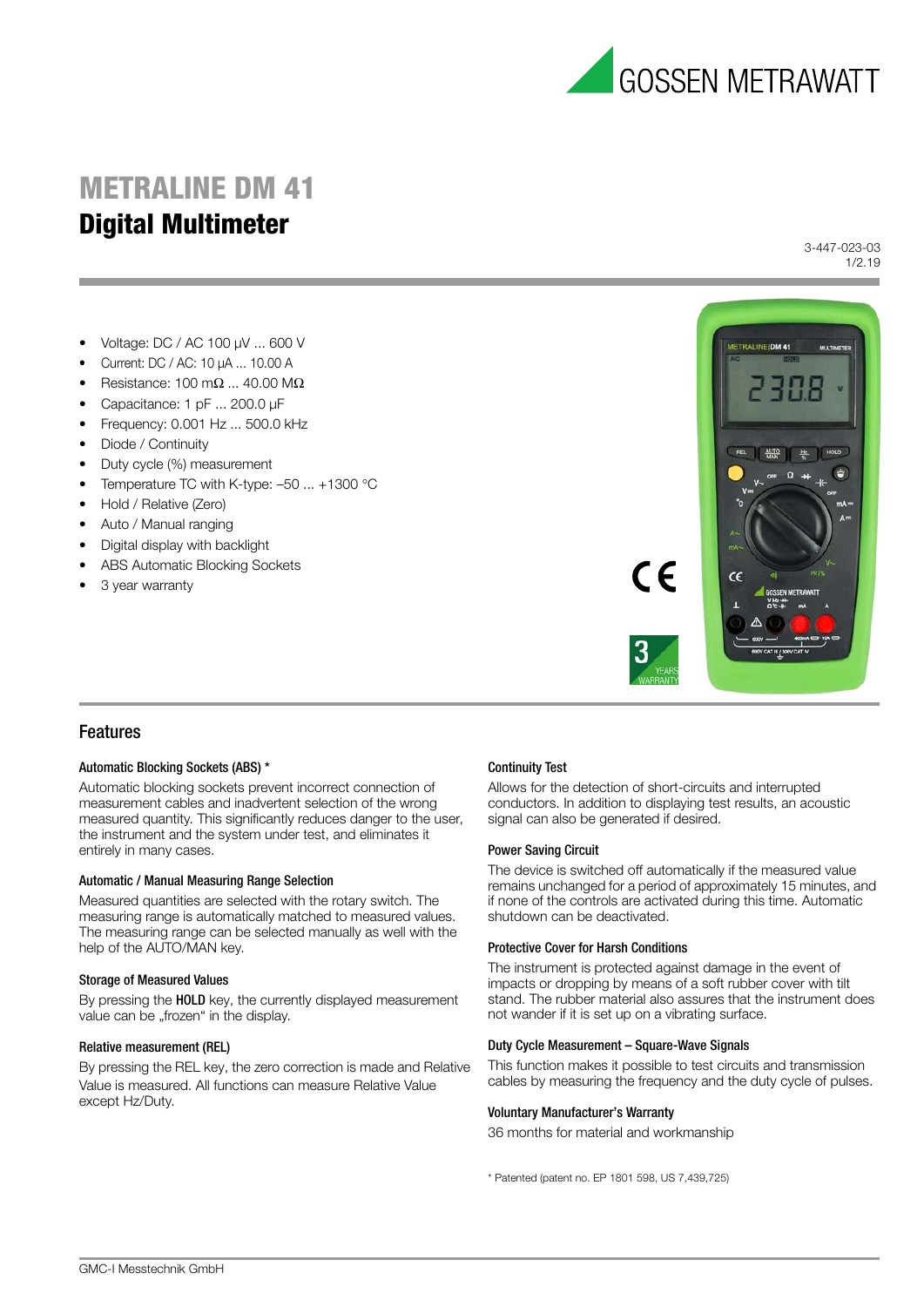# METRALINE DM 41

## Digital Multimeter

3-447-023-03
1/2.19

- Voltage: DC / AC 100 µV ... 600 V
- Current: DC / AC: 10 µA ... 10.00 A
- Resistance: 100 mΩ ... 40.00 MΩ
- Capacitance: 1 pF ... 200.0 µF
- Frequency: 0.001 Hz ... 500.0 kHz
- Diode / Continuity
- Duty cycle (%) measurement
- Temperature TC with K-type: –50 ... +1300 °C
- Hold / Relative (Zero)
- Auto / Manual ranging
- Digital display with backlight
- ABS Automatic Blocking Sockets
- 3 year warranty

## Features

### Automatic Blocking Sockets (ABS) *

Automatic blocking sockets prevent incorrect connection of measurement cables and inadvertent selection of the wrong measured quantity. This significantly reduces danger to the user, the instrument and the system under test, and eliminates it entirely in many cases.

### Automatic / Manual Measuring Range Selection

Measured quantities are selected with the rotary switch. The measuring range is automatically matched to measured values. The measuring range can be selected manually as well with the help of the AUTO/MAN key.

### Storage of Measured Values

By pressing the **HOLD** key, the currently displayed measurement value can be „frozen“ in the display.

### Relative measurement (REL)

By pressing the REL key, the zero correction is made and Relative Value is measured. All functions can measure Relative Value except Hz/Duty.

### Continuity Test

Allows for the detection of short-circuits and interrupted conductors. In addition to displaying test results, an acoustic signal can also be generated if desired.

### Power Saving Circuit

The device is switched off automatically if the measured value remains unchanged for a period of approximately 15 minutes, and if none of the controls are activated during this time. Automatic shutdown can be deactivated.

### Protective Cover for Harsh Conditions

The instrument is protected against damage in the event of impacts or dropping by means of a soft rubber cover with tilt stand. The rubber material also assures that the instrument does not wander if it is set up on a vibrating surface.

### Duty Cycle Measurement – Square-Wave Signals

This function makes it possible to test circuits and transmission cables by measuring the frequency and the duty cycle of pulses.

### Voluntary Manufacturer's Warranty

36 months for material and workmanship

\* Patented (patent no. EP 1801 598, US 7,439,725)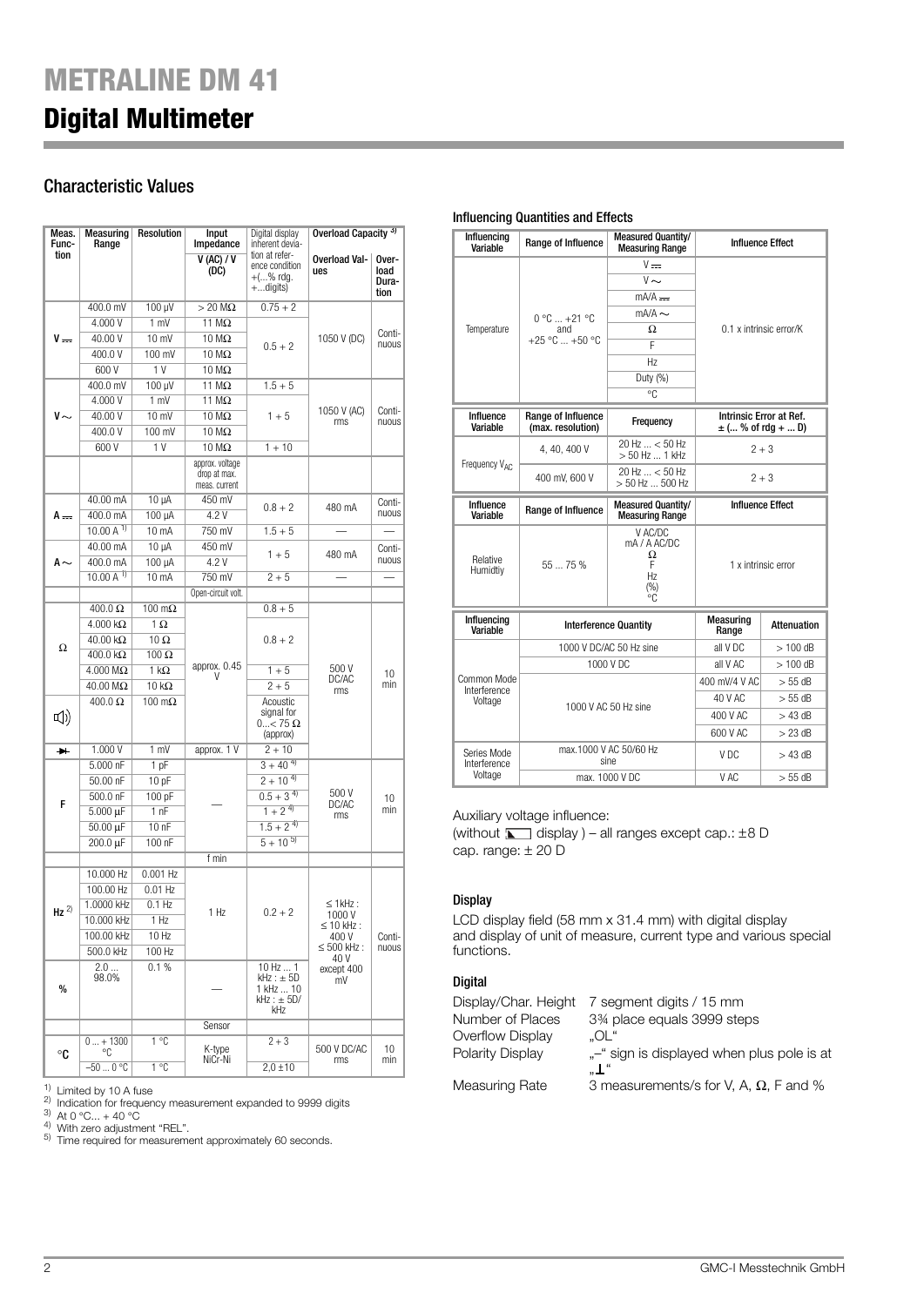# METRALINE DM 41

# Digital Multimeter

## Characteristic Values

| Meas. Function | Measuring Range | Resolution | Input Impedance | Digital display inherent deviation at reference condition ±(...% rdg. +...digits) | Overload Capacity [3] | |
|---|---|---|---|---|---|---|
| | | | V (AC) / V (DC) | | Overload Values | Overload Duration |
| V ⎓ | 400.0 mV | 100 µV | > 20 MΩ | 0.75 + 2 | 1050 V (DC) | Continuous |
| | 4.000 V | 1 mV | 11 MΩ | 0.5 + 2 | | |
| | 40.00 V | 10 mV | 10 MΩ | | | |
| | 400.0 V | 100 mV | 10 MΩ | | | |
| | 600 V | 1 V | 10 MΩ | | | |
| V ∼ | 400.0 mV | 100 µV | 11 MΩ | 1.5 + 5 | 1050 V (AC) rms | Continuous |
| | 4.000 V | 1 mV | 11 MΩ | 1 + 5 | | |
| | 40.00 V | 10 mV | 10 MΩ | | | |
| | 400.0 V | 100 mV | 10 MΩ | | | |
| | 600 V | 1 V | 10 MΩ | 1 + 10 | | |
| | | | approx. voltage drop at max. meas. current | | | |
| A ⎓ | 40.00 mA | 10 µA | 450 mV | 0.8 + 2 | 480 mA | Continuous |
| | 400.0 mA | 100 µA | 4.2 V | | | |
| | 10.00 A [1] | 10 mA | 750 mV | 1.5 + 5 | — | — |
| A ∼ | 40.00 mA | 10 µA | 450 mV | 1 + 5 | 480 mA | Continuous |
| | 400.0 mA | 100 µA | 4.2 V | | | |
| | 10.00 A [1] | 10 mA | 750 mV | 2 + 5 | — | — |
| | | | Open-circuit volt. | | | |
| Ω | 400.0 Ω | 100 mΩ | approx. 0.45 V | 0.8 + 5 | 500 V DC/AC rms | 10 min |
| | 4.000 kΩ | 1 Ω | | 0.8 + 2 | | |
| | 40.00 kΩ | 10 Ω | | | | |
| | 400.0 kΩ | 100 Ω | | | | |
| | 4.000 MΩ | 1 kΩ | | 1 + 5 | | |
| | 40.00 MΩ | 10 kΩ | | 2 + 5 | | |
| 🔊 | 400.0 Ω | 100 mΩ | | Acoustic signal for 0...< 75 Ω (approx) | | |
| ⯈ (diode) | 1.000 V | 1 mV | approx. 1 V | 2 + 10 | | |
| F | 5.000 nF | 1 pF | — | 3 + 40 [4] | 500 V DC/AC rms | 10 min |
| | 50.00 nF | 10 pF | | 2 + 10 [4] | | |
| | 500.0 nF | 100 pF | | 0.5 + 3 [4] | | |
| | 5.000 µF | 1 nF | | 1 + 2 [4] | | |
| | 50.00 µF | 10 nF | | 1.5 + 2 [4] | | |
| | 200.0 µF | 100 nF | | 5 + 10 [5] | | |
| | | | f min | | | |
| Hz [2] | 10.000 Hz | 0.001 Hz | 1 Hz | 0.2 + 2 | ≤ 1kHz : 1000 V ≤ 10 kHz : 400 V ≤ 500 kHz : 40 V except 400 mV | Continuous |
| | 100.00 Hz | 0.01 Hz | | | | |
| | 1.0000 kHz | 0.1 Hz | | | | |
| | 10.000 kHz | 1 Hz | | | | |
| | 100.00 kHz | 10 Hz | | | | |
| | 500.0 kHz | 100 Hz | | | | |
| % | 2.0 ... 98.0% | 0.1 % | — | 10 Hz ... 1 kHz : ± 5D 1 kHz ... 10 kHz : ± 5D/kHz | | |
| | | | Sensor | | | |
| °C | 0 ... + 1300 °C | 1 °C | K-type NiCr-Ni | 2 + 3 | 500 V DC/AC rms | 10 min |
| | –50 ... 0 °C | 1 °C | | 2,0 ±10 | | |

[1] Limited by 10 A fuse
[2] Indication for frequency measurement expanded to 9999 digits
[3] At 0 °C... + 40 °C
[4] With zero adjustment "REL".
[5] Time required for measurement approximately 60 seconds.

### Influencing Quantities and Effects

| Influencing Variable | Range of Influence | Measured Quantity/ Measuring Range | Influence Effect |
|---|---|---|---|
| Temperature | 0 °C ... +21 °C and +25 °C ... +50 °C | V ⎓ | 0.1 x intrinsic error/K |
| | | V ∼ | |
| | | mA/A ⎓ | |
| | | mA/A ∼ | |
| | | Ω | |
| | | F | |
| | | Hz | |
| | | Duty (%) | |
| | | °C | |

| Influence Variable | Range of Influence (max. resolution) | Frequency | Intrinsic Error at Ref. ± (... % of rdg + ... D) |
|---|---|---|---|
| Frequency $V_{AC}$ | 4, 40, 400 V | 20 Hz ... < 50 Hz > 50 Hz ... 1 kHz | 2 + 3 |
| | 400 mV, 600 V | 20 Hz ... < 50 Hz > 50 Hz ... 500 Hz | 2 + 3 |

| Influence Variable | Range of Influence | Measured Quantity/ Measuring Range | Influence Effect |
|---|---|---|---|
| Relative Humidtiy | 55 ... 75 % | V AC/DC mA / A AC/DC Ω F Hz (%) °C | 1 x intrinsic error |

| Influencing Variable | Interference Quantity | Measuring Range | Attenuation |
|---|---|---|---|
| Common Mode Interference Voltage | 1000 V DC/AC 50 Hz sine | all V DC | > 100 dB |
| | 1000 V DC | all V AC | > 100 dB |
| | 1000 V AC 50 Hz sine | 400 mV/4 V AC | > 55 dB |
| | | 40 V AC | > 55 dB |
| | | 400 V AC | > 43 dB |
| | | 600 V AC | > 23 dB |
| Series Mode Interference Voltage | max.1000 V AC 50/60 Hz sine | V DC | > 43 dB |
| | max. 1000 V DC | V AC | > 55 dB |

Auxiliary voltage influence:
(without battery display ) – all ranges except cap.: ±8 D
cap. range: ± 20 D

### Display

LCD display field (58 mm x 31.4 mm) with digital display and display of unit of measure, current type and various special functions.

### Digital

| | |
|---|---|
| Display/Char. Height | 7 segment digits / 15 mm |
| Number of Places | 3¾ place equals 3999 steps |
| Overflow Display | „OL“ |
| Polarity Display | „–“ sign is displayed when plus pole is at „⊥“ |
| Measuring Rate | 3 measurements/s for V, A, Ω, F and % |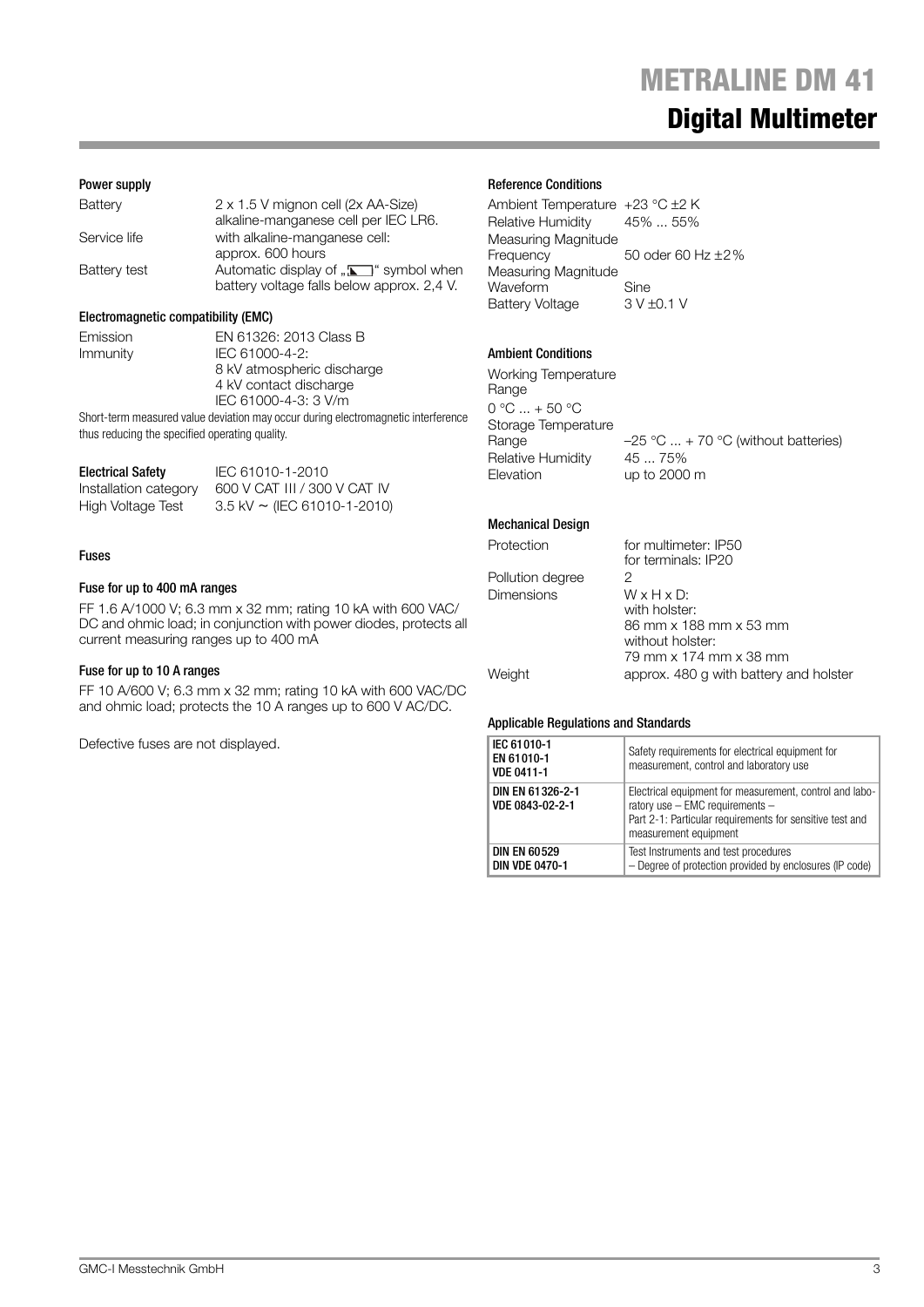# METRALINE DM 41

## Digital Multimeter

### Power supply

| | |
|---|---|
| Battery | 2 x 1.5 V mignon cell (2x AA-Size) alkaline-manganese cell per IEC LR6. |
| Service life | with alkaline-manganese cell: approx. 600 hours |
| Battery test | Automatic display of „ “ symbol when battery voltage falls below approx. 2,4 V. |

### Electromagnetic compatibility (EMC)

| | |
|---|---|
| Emission | EN 61326: 2013 Class B |
| Immunity | IEC 61000-4-2: 8 kV atmospheric discharge 4 kV contact discharge IEC 61000-4-3: 3 V/m |

Short-term measured value deviation may occur during electromagnetic interference thus reducing the specified operating quality.

| | |
|---|---|
| **Electrical Safety** | IEC 61010-1-2010 |
| Installation category | 600 V CAT III / 300 V CAT IV |
| High Voltage Test | 3.5 kV ~ (IEC 61010-1-2010) |

### Fuses

#### Fuse for up to 400 mA ranges

FF 1.6 A/1000 V; 6.3 mm x 32 mm; rating 10 kA with 600 VAC/DC and ohmic load; in conjunction with power diodes, protects all current measuring ranges up to 400 mA

#### Fuse for up to 10 A ranges

FF 10 A/600 V; 6.3 mm x 32 mm; rating 10 kA with 600 VAC/DC and ohmic load; protects the 10 A ranges up to 600 V AC/DC.

Defective fuses are not displayed.

### Reference Conditions

| | |
|---|---|
| Ambient Temperature | +23 °C ±2 K |
| Relative Humidity | 45% ... 55% |
| Measuring Magnitude Frequency | 50 oder 60 Hz ±2% |
| Measuring Magnitude Waveform | Sine |
| Battery Voltage | 3 V ±0.1 V |

### Ambient Conditions

| | |
|---|---|
| Working Temperature Range | 0 °C ... + 50 °C |
| Storage Temperature Range | –25 °C ... + 70 °C (without batteries) |
| Relative Humidity | 45 ... 75% |
| Elevation | up to 2000 m |

### Mechanical Design

| | |
|---|---|
| Protection | for multimeter: IP50 for terminals: IP20 |
| Pollution degree | 2 |
| Dimensions | W x H x D: with holster: 86 mm x 188 mm x 53 mm without holster: 79 mm x 174 mm x 38 mm |
| Weight | approx. 480 g with battery and holster |

### Applicable Regulations and Standards

| | |
|---|---|
| **IEC 61010-1 EN 61010-1 VDE 0411-1** | Safety requirements for electrical equipment for measurement, control and laboratory use |
| **DIN EN 61326-2-1 VDE 0843-02-2-1** | Electrical equipment for measurement, control and laboratory use – EMC requirements – Part 2-1: Particular requirements for sensitive test and measurement equipment |
| **DIN EN 60529 DIN VDE 0470-1** | Test Instruments and test procedures – Degree of protection provided by enclosures (IP code) |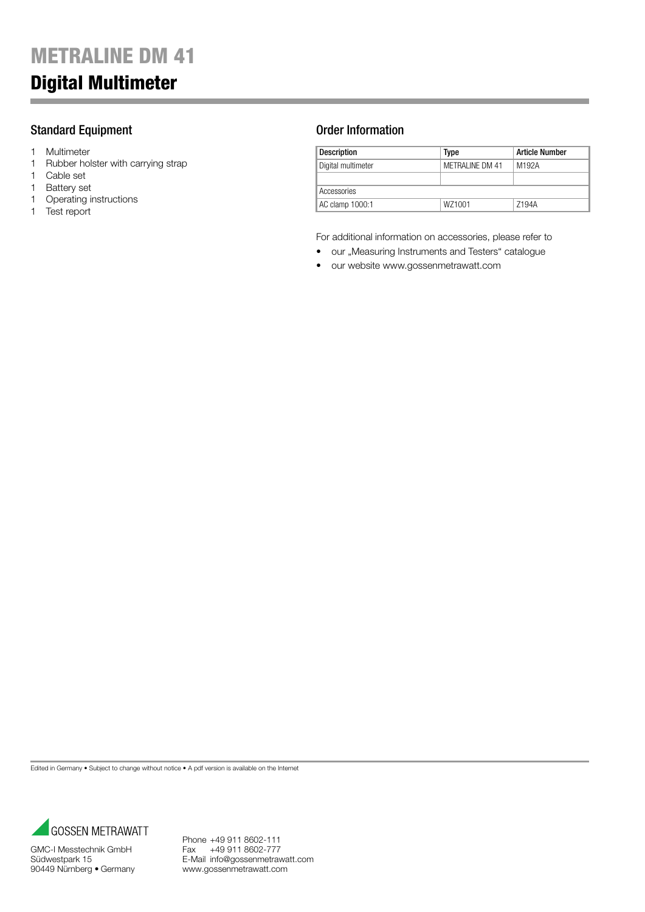# METRALINE DM 41

## Digital Multimeter

### Standard Equipment

1 Multimeter
1 Rubber holster with carrying strap
1 Cable set
1 Battery set
1 Operating instructions
1 Test report

### Order Information

| Description | Type | Article Number |
|---|---|---|
| Digital multimeter | METRALINE DM 41 | M192A |
| | | |
| Accessories | | |
| AC clamp 1000:1 | WZ1001 | Z194A |

For additional information on accessories, please refer to

- our „Measuring Instruments and Testers" catalogue
- our website www.gossenmetrawatt.com

Edited in Germany • Subject to change without notice • A pdf version is available on the Internet

GOSSEN METRAWATT

GMC-I Messtechnik GmbH
Südwestpark 15
90449 Nürnberg • Germany

Phone +49 911 8602-111
Fax +49 911 8602-777
E-Mail info@gossenmetrawatt.com
www.gossenmetrawatt.com